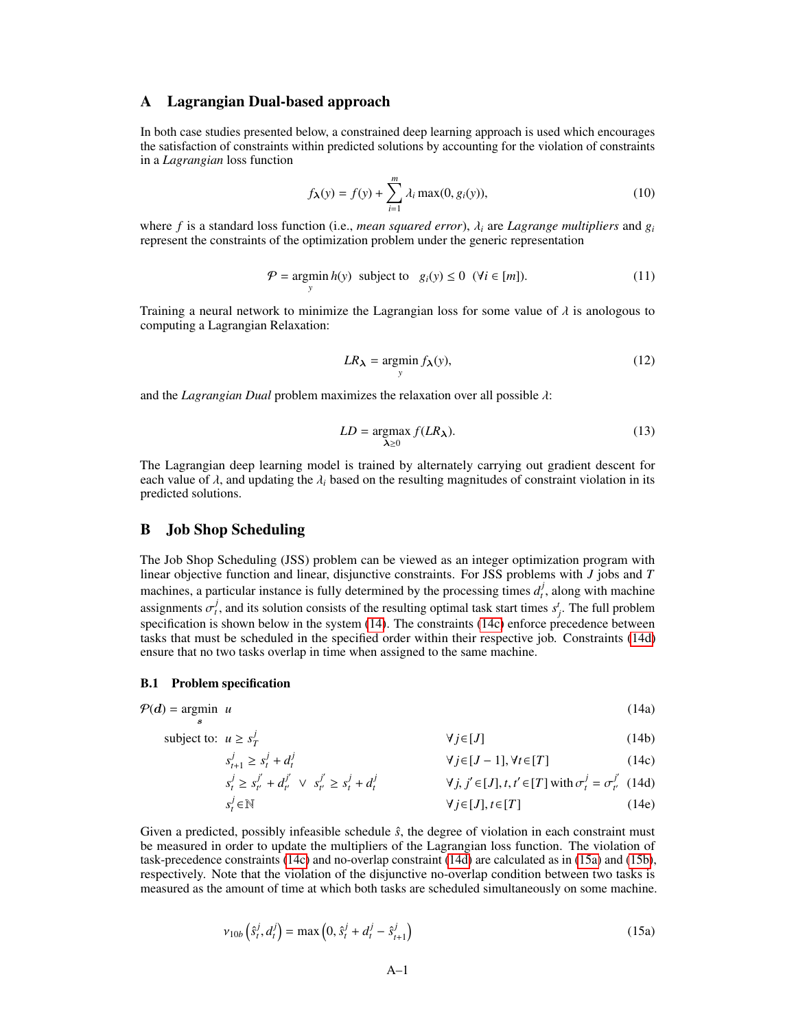# A Lagrangian Dual-based approach

In both case studies presented below, a constrained deep learning approach is used which encourages the satisfaction of constraints within predicted solutions by accounting for the violation of constraints in a *Lagrangian* loss function

$$f_{\boldsymbol{\lambda}}(y) = f(y) + \sum_{i=1}^{m} \lambda_i \max(0, g_i(y)), \tag{10}$$

where $f$ is a standard loss function (i.e., *mean squared error*), $\lambda_i$ are *Lagrange multipliers* and $g_i$ represent the constraints of the optimization problem under the generic representation

$$\mathcal{P} = \underset{y}{\operatorname{argmin}}\, h(y) \;\; \text{subject to} \;\;\; g_i(y) \leq 0 \;\; (\forall i \in [m]). \tag{11}$$

Training a neural network to minimize the Lagrangian loss for some value of $\lambda$ is anologous to computing a Lagrangian Relaxation:

$$LR_{\boldsymbol{\lambda}} = \underset{y}{\operatorname{argmin}}\, f_{\boldsymbol{\lambda}}(y), \tag{12}$$

and the *Lagrangian Dual* problem maximizes the relaxation over all possible $\lambda$:

$$LD = \underset{\boldsymbol{\lambda} \geq 0}{\operatorname{argmax}}\, f(LR_{\boldsymbol{\lambda}}). \tag{13}$$

The Lagrangian deep learning model is trained by alternately carrying out gradient descent for each value of $\lambda$, and updating the $\lambda_i$ based on the resulting magnitudes of constraint violation in its predicted solutions.

# B Job Shop Scheduling

The Job Shop Scheduling (JSS) problem can be viewed as an integer optimization program with linear objective function and linear, disjunctive constraints. For JSS problems with $J$ jobs and $T$ machines, a particular instance is fully determined by the processing times $d_t^j$, along with machine assignments $\sigma_t^j$, and its solution consists of the resulting optimal task start times $s_j^t$. The full problem specification is shown below in the system (14). The constraints (14c) enforce precedence between tasks that must be scheduled in the specified order within their respective job. Constraints (14d) ensure that no two tasks overlap in time when assigned to the same machine.

## B.1 Problem specification

$$\mathcal{P}(\boldsymbol{d}) = \underset{\boldsymbol{s}}{\operatorname{argmin}} \;\; u \tag{14a}$$

$$\text{subject to:} \;\; u \geq s_T^j \qquad \forall j \in [J] \tag{14b}$$

$$s_{t+1}^j \geq s_t^j + d_t^j \qquad \forall j \in [J-1], \forall t \in [T] \tag{14c}$$

$$s_t^j \geq s_{t'}^{j'} + d_{t'}^{j'} \;\; \vee \;\; s_{t'}^{j'} \geq s_t^j + d_t^j \qquad \forall j, j' \in [J], t, t' \in [T] \text{ with } \sigma_t^j = \sigma_{t'}^{j'} \tag{14d}$$

$$s_t^j \in \mathbb{N} \qquad \forall j \in [J], t \in [T] \tag{14e}$$

Given a predicted, possibly infeasible schedule $\hat{s}$, the degree of violation in each constraint must be measured in order to update the multipliers of the Lagrangian loss function. The violation of task-precedence constraints (14c) and no-overlap constraint (14d) are calculated as in (15a) and (15b), respectively. Note that the violation of the disjunctive no-overlap condition between two tasks is measured as the amount of time at which both tasks are scheduled simultaneously on some machine.

$$\nu_{10b}\left(\hat{s}_t^j, d_t^j\right) = \max\left(0, \hat{s}_t^j + d_t^j - \hat{s}_{t+1}^j\right) \tag{15a}$$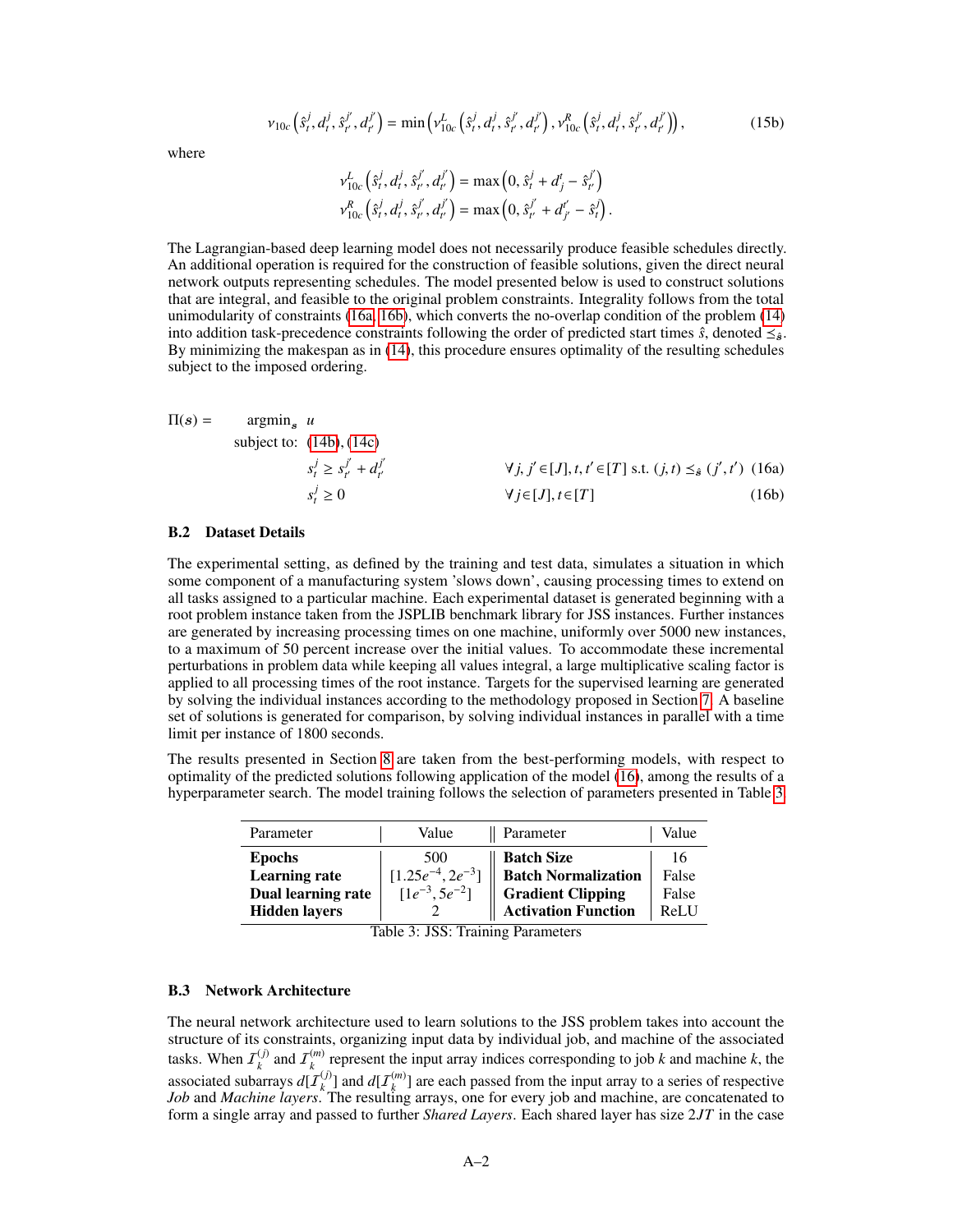$$\nu_{10c}\left(\hat{s}_t^j, d_t^j, \hat{s}_{t'}^{j'}, d_{t'}^{j'}\right) = \min\left(\nu_{10c}^L\left(\hat{s}_t^j, d_t^j, \hat{s}_{t'}^{j'}, d_{t'}^{j'}\right), \nu_{10c}^R\left(\hat{s}_t^j, d_t^j, \hat{s}_{t'}^{j'}, d_{t'}^{j'}\right)\right), \tag{15b}$$

where

$$\nu_{10c}^L\left(\hat{s}_t^j, d_t^j, \hat{s}_{t'}^{j'}, d_{t'}^{j'}\right) = \max\left(0, \hat{s}_t^j + d_j^t - \hat{s}_{t'}^{j'}\right)$$
$$\nu_{10c}^R\left(\hat{s}_t^j, d_t^j, \hat{s}_{t'}^{j'}, d_{t'}^{j'}\right) = \max\left(0, \hat{s}_{t'}^{j'} + d_{j'}^{t'} - \hat{s}_t^j\right).$$

The Lagrangian-based deep learning model does not necessarily produce feasible schedules directly. An additional operation is required for the construction of feasible solutions, given the direct neural network outputs representing schedules. The model presented below is used to construct solutions that are integral, and feasible to the original problem constraints. Integrality follows from the total unimodularity of constraints (16a, 16b), which converts the no-overlap condition of the problem (14) into addition task-precedence constraints following the order of predicted start times $\hat{s}$, denoted $\preceq_{\hat{s}}$. By minimizing the makespan as in (14), this procedure ensures optimality of the resulting schedules subject to the imposed ordering.

$$\Pi(\boldsymbol{s}) = \quad \operatorname{argmin}_{\boldsymbol{s}} \; u$$
$$\text{subject to: } (14b), (14c)$$
$$s_t^j \geq s_{t'}^{j'} + d_{t'}^{j'} \qquad \forall\, j, j' \in [J], t, t' \in [T] \text{ s.t. } (j,t) \preceq_{\hat{s}} (j', t') \tag{16a}$$
$$s_t^j \geq 0 \qquad \forall\, j \in [J], t \in [T] \tag{16b}$$

### B.2 Dataset Details

The experimental setting, as defined by the training and test data, simulates a situation in which some component of a manufacturing system 'slows down', causing processing times to extend on all tasks assigned to a particular machine. Each experimental dataset is generated beginning with a root problem instance taken from the JSPLIB benchmark library for JSS instances. Further instances are generated by increasing processing times on one machine, uniformly over 5000 new instances, to a maximum of 50 percent increase over the initial values. To accommodate these incremental perturbations in problem data while keeping all values integral, a large multiplicative scaling factor is applied to all processing times of the root instance. Targets for the supervised learning are generated by solving the individual instances according to the methodology proposed in Section 7. A baseline set of solutions is generated for comparison, by solving individual instances in parallel with a time limit per instance of 1800 seconds.

The results presented in Section 8 are taken from the best-performing models, with respect to optimality of the predicted solutions following application of the model (16), among the results of a hyperparameter search. The model training follows the selection of parameters presented in Table 3

| Parameter | Value | Parameter | Value |
|---|---|---|---|
| **Epochs** | 500 | **Batch Size** | 16 |
| **Learning rate** | $[1.25e^{-4}, 2e^{-3}]$ | **Batch Normalization** | False |
| **Dual learning rate** | $[1e^{-3}, 5e^{-2}]$ | **Gradient Clipping** | False |
| **Hidden layers** | 2 | **Activation Function** | ReLU |

Table 3: JSS: Training Parameters

### B.3 Network Architecture

The neural network architecture used to learn solutions to the JSS problem takes into account the structure of its constraints, organizing input data by individual job, and machine of the associated tasks. When $\mathcal{I}_k^{(j)}$ and $\mathcal{I}_k^{(m)}$ represent the input array indices corresponding to job $k$ and machine $k$, the associated subarrays $d[\mathcal{I}_k^{(j)}]$ and $d[\mathcal{I}_k^{(m)}]$ are each passed from the input array to a series of respective *Job* and *Machine layers*. The resulting arrays, one for every job and machine, are concatenated to form a single array and passed to further *Shared Layers*. Each shared layer has size $2JT$ in the case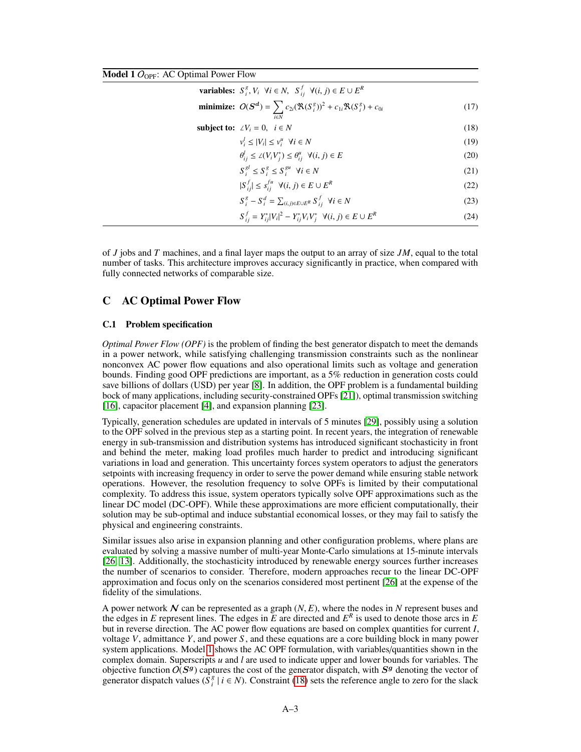**Model 1** $\mathcal{O}_{\text{OPF}}$: AC Optimal Power Flow

$$
\begin{aligned}
\textbf{variables:}\ & S_i^g, V_i \ \ \forall i \in N, \ \ S_{ij}^f \ \ \forall (i,j) \in E \cup E^R \\
\textbf{minimize:}\ & \mathcal{O}(\boldsymbol{S^d}) = \sum_{i \in N} c_{2i}(\Re(S_i^g))^2 + c_{1i}\Re(S_i^g) + c_{0i} && (17) \\
\textbf{subject to:}\ & \angle V_i = 0, \ \ i \in N && (18) \\
& v_i^l \leq |V_i| \leq v_i^u \ \ \forall i \in N && (19) \\
& \theta_{ij}^l \leq \angle(V_i V_j^*) \leq \theta_{ij}^u \ \ \forall (i,j) \in E && (20) \\
& S_i^{gl} \leq S_i^g \leq S_i^{gu} \ \ \forall i \in N && (21) \\
& |S_{ij}^f| \leq s_{ij}^{fu} \ \ \forall (i,j) \in E \cup E^R && (22) \\
& S_i^g - S_i^d = \textstyle\sum_{(i,j) \in E \cup E^R} S_{ij}^f \ \ \forall i \in N && (23) \\
& S_{ij}^f = Y_{ij}^*|V_i|^2 - Y_{ij}^* V_i V_j^* \ \ \forall (i,j) \in E \cup E^R && (24)
\end{aligned}
$$

of $J$ jobs and $T$ machines, and a final layer maps the output to an array of size $JM$, equal to the total number of tasks. This architecture improves accuracy significantly in practice, when compared with fully connected networks of comparable size.

## C AC Optimal Power Flow

### C.1 Problem specification

*Optimal Power Flow (OPF)* is the problem of finding the best generator dispatch to meet the demands in a power network, while satisfying challenging transmission constraints such as the nonlinear nonconvex AC power flow equations and also operational limits such as voltage and generation bounds. Finding good OPF predictions are important, as a 5% reduction in generation costs could save billions of dollars (USD) per year [8]. In addition, the OPF problem is a fundamental building bock of many applications, including security-constrained OPFs [21]), optimal transmission switching [16], capacitor placement [4], and expansion planning [23].

Typically, generation schedules are updated in intervals of 5 minutes [29], possibly using a solution to the OPF solved in the previous step as a starting point. In recent years, the integration of renewable energy in sub-transmission and distribution systems has introduced significant stochasticity in front and behind the meter, making load profiles much harder to predict and introducing significant variations in load and generation. This uncertainty forces system operators to adjust the generators setpoints with increasing frequency in order to serve the power demand while ensuring stable network operations. However, the resolution frequency to solve OPFs is limited by their computational complexity. To address this issue, system operators typically solve OPF approximations such as the linear DC model (DC-OPF). While these approximations are more efficient computationally, their solution may be sub-optimal and induce substantial economical losses, or they may fail to satisfy the physical and engineering constraints.

Similar issues also arise in expansion planning and other configuration problems, where plans are evaluated by solving a massive number of multi-year Monte-Carlo simulations at 15-minute intervals [26, 13]. Additionally, the stochasticity introduced by renewable energy sources further increases the number of scenarios to consider. Therefore, modern approaches recur to the linear DC-OPF approximation and focus only on the scenarios considered most pertinent [26] at the expense of the fidelity of the simulations.

A power network $\boldsymbol{N}$ can be represented as a graph $(N, E)$, where the nodes in $N$ represent buses and the edges in $E$ represent lines. The edges in $E$ are directed and $E^R$ is used to denote those arcs in $E$ but in reverse direction. The AC power flow equations are based on complex quantities for current $I$, voltage $V$, admittance $Y$, and power $S$, and these equations are a core building block in many power system applications. Model 1 shows the AC OPF formulation, with variables/quantities shown in the complex domain. Superscripts $u$ and $l$ are used to indicate upper and lower bounds for variables. The objective function $\mathcal{O}(\boldsymbol{S^g})$ captures the cost of the generator dispatch, with $\boldsymbol{S^g}$ denoting the vector of generator dispatch values $(S_i^g \mid i \in N)$. Constraint (18) sets the reference angle to zero for the slack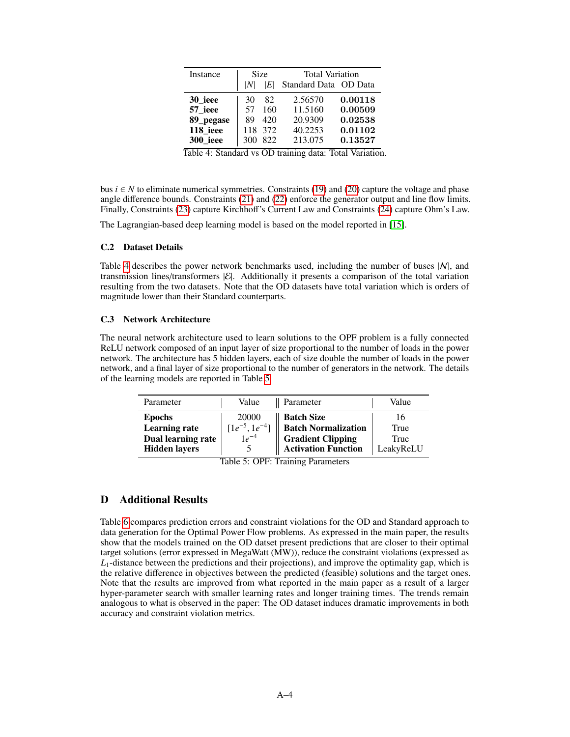| Instance | Size | | Total Variation | |
|---|---|---|---|---|
| | $\|N\|$ | $\|E\|$ | Standard Data | OD Data |
| **30_ieee** | 30 | 82 | 2.56570 | **0.00118** |
| **57_ieee** | 57 | 160 | 11.5160 | **0.00509** |
| **89_pegase** | 89 | 420 | 20.9309 | **0.02538** |
| **118_ieee** | 118 | 372 | 40.2253 | **0.01102** |
| **300_ieee** | 300 | 822 | 213.075 | **0.13527** |

Table 4: Standard vs OD training data: Total Variation.

bus $i \in N$ to eliminate numerical symmetries. Constraints (19) and (20) capture the voltage and phase angle difference bounds. Constraints (21) and (22) enforce the generator output and line flow limits. Finally, Constraints (23) capture Kirchhoff's Current Law and Constraints (24) capture Ohm's Law.

The Lagrangian-based deep learning model is based on the model reported in [15].

### C.2 Dataset Details

Table 4 describes the power network benchmarks used, including the number of buses $|\mathcal{N}|$, and transmission lines/transformers $|\mathcal{E}|$. Additionally it presents a comparison of the total variation resulting from the two datasets. Note that the OD datasets have total variation which is orders of magnitude lower than their Standard counterparts.

### C.3 Network Architecture

The neural network architecture used to learn solutions to the OPF problem is a fully connected ReLU network composed of an input layer of size proportional to the number of loads in the power network. The architecture has 5 hidden layers, each of size double the number of loads in the power network, and a final layer of size proportional to the number of generators in the network. The details of the learning models are reported in Table 5.

| Parameter | Value | Parameter | Value |
|---|---|---|---|
| **Epochs** | 20000 | **Batch Size** | 16 |
| **Learning rate** | $[1e^{-5}, 1e^{-4}]$ | **Batch Normalization** | True |
| **Dual learning rate** | $1e^{-4}$ | **Gradient Clipping** | True |
| **Hidden layers** | 5 | **Activation Function** | LeakyReLU |

Table 5: OPF: Training Parameters

## D Additional Results

Table 6 compares prediction errors and constraint violations for the OD and Standard approach to data generation for the Optimal Power Flow problems. As expressed in the main paper, the results show that the models trained on the OD datset present predictions that are closer to their optimal target solutions (error expressed in MegaWatt (MW)), reduce the constraint violations (expressed as $L_1$-distance between the predictions and their projections), and improve the optimality gap, which is the relative difference in objectives between the predicted (feasible) solutions and the target ones. Note that the results are improved from what reported in the main paper as a result of a larger hyper-parameter search with smaller learning rates and longer training times. The trends remain analogous to what is observed in the paper: The OD dataset induces dramatic improvements in both accuracy and constraint violation metrics.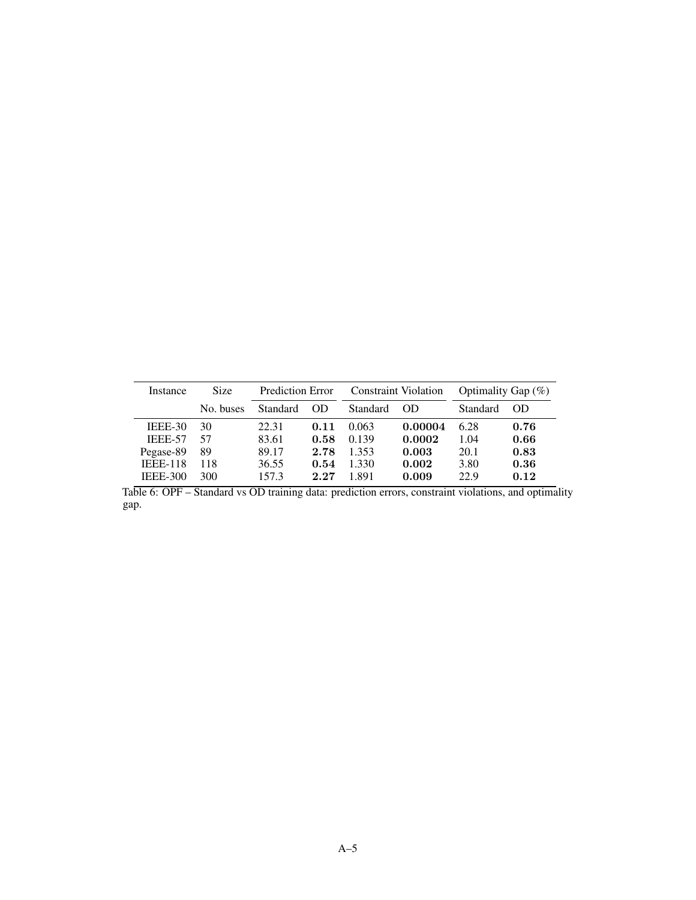| Instance | Size | Prediction Error | | Constraint Violation | | Optimality Gap (%) | |
|---|---|---|---|---|---|---|---|
| | No. buses | Standard | OD | Standard | OD | Standard | OD |
| IEEE-30 | 30 | 22.31 | **0.11** | 0.063 | **0.00004** | 6.28 | **0.76** |
| IEEE-57 | 57 | 83.61 | **0.58** | 0.139 | **0.0002** | 1.04 | **0.66** |
| Pegase-89 | 89 | 89.17 | **2.78** | 1.353 | **0.003** | 20.1 | **0.83** |
| IEEE-118 | 118 | 36.55 | **0.54** | 1.330 | **0.002** | 3.80 | **0.36** |
| IEEE-300 | 300 | 157.3 | **2.27** | 1.891 | **0.009** | 22.9 | **0.12** |

Table 6: OPF – Standard vs OD training data: prediction errors, constraint violations, and optimality gap.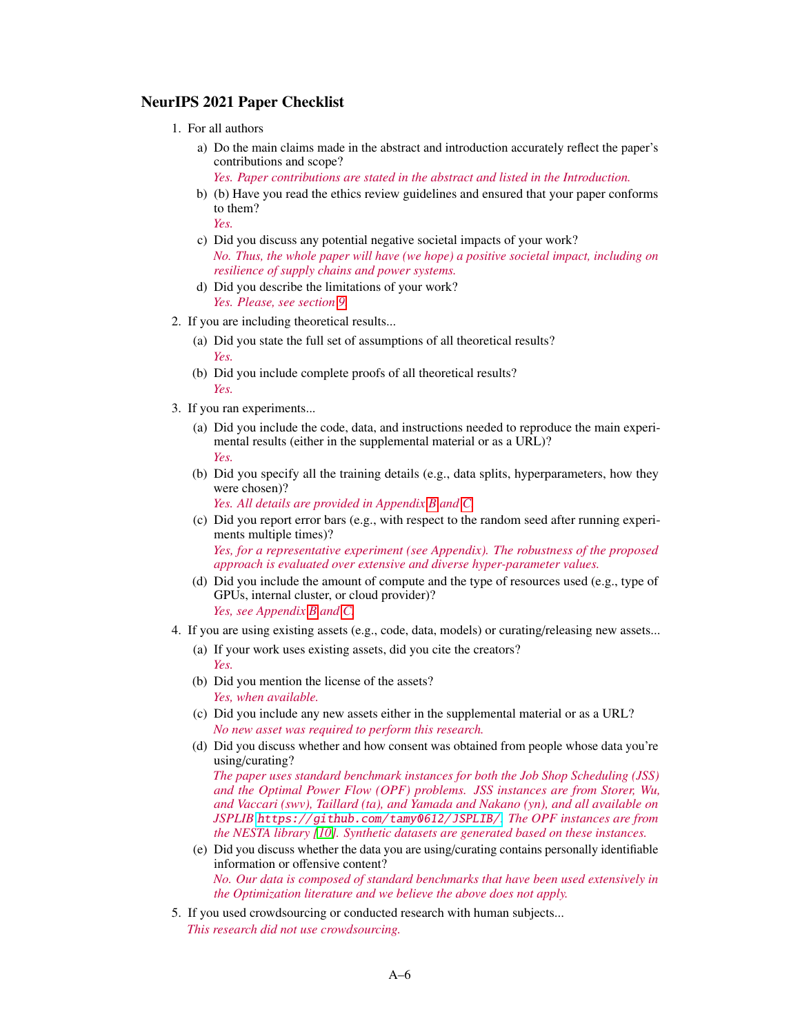## NeurIPS 2021 Paper Checklist

1. For all authors

   a) Do the main claims made in the abstract and introduction accurately reflect the paper's contributions and scope?
      *Yes. Paper contributions are stated in the abstract and listed in the Introduction.*

   b) (b) Have you read the ethics review guidelines and ensured that your paper conforms to them?
      *Yes.*

   c) Did you discuss any potential negative societal impacts of your work?
      *No. Thus, the whole paper will have (we hope) a positive societal impact, including on resilience of supply chains and power systems.*

   d) Did you describe the limitations of your work?
      *Yes. Please, see section 9.*

2. If you are including theoretical results...

   (a) Did you state the full set of assumptions of all theoretical results?
      *Yes.*

   (b) Did you include complete proofs of all theoretical results?
      *Yes.*

3. If you ran experiments...

   (a) Did you include the code, data, and instructions needed to reproduce the main experimental results (either in the supplemental material or as a URL)?
      *Yes.*

   (b) Did you specify all the training details (e.g., data splits, hyperparameters, how they were chosen)?
      *Yes. All details are provided in Appendix B and C.*

   (c) Did you report error bars (e.g., with respect to the random seed after running experiments multiple times)?
      *Yes, for a representative experiment (see Appendix). The robustness of the proposed approach is evaluated over extensive and diverse hyper-parameter values.*

   (d) Did you include the amount of compute and the type of resources used (e.g., type of GPUs, internal cluster, or cloud provider)?
      *Yes, see Appendix B and C.*

4. If you are using existing assets (e.g., code, data, models) or curating/releasing new assets...

   (a) If your work uses existing assets, did you cite the creators?
      *Yes.*

   (b) Did you mention the license of the assets?
      *Yes, when available.*

   (c) Did you include any new assets either in the supplemental material or as a URL?
      *No new asset was required to perform this research.*

   (d) Did you discuss whether and how consent was obtained from people whose data you're using/curating?
      *The paper uses standard benchmark instances for both the Job Shop Scheduling (JSS) and the Optimal Power Flow (OPF) problems. JSS instances are from Storer, Wu, and Vaccari (swv), Taillard (ta), and Yamada and Nakano (yn), and all available on JSPLIB `https://github.com/tamy0612/JSPLIB/`. The OPF instances are from the NESTA library [10]. Synthetic datasets are generated based on these instances.*

   (e) Did you discuss whether the data you are using/curating contains personally identifiable information or offensive content?
      *No. Our data is composed of standard benchmarks that have been used extensively in the Optimization literature and we believe the above does not apply.*

5. If you used crowdsourcing or conducted research with human subjects...
   *This research did not use crowdsourcing.*